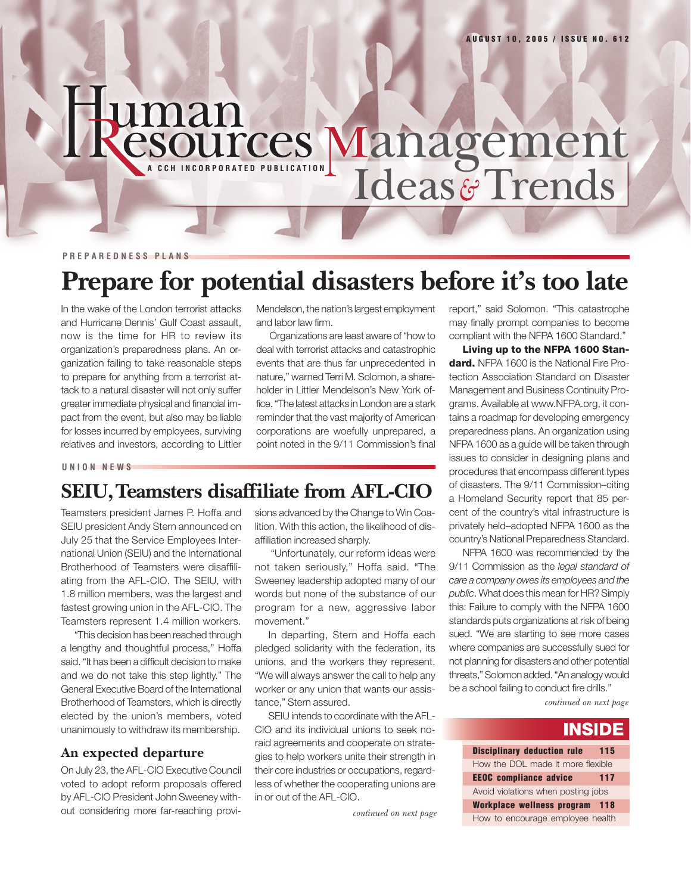AUGUST 10, 2005 / ISSUE NO. 612

# Human Resources Management Ideas & Trends

A CCH INCORPORATED PUBLICATION

PREPAREDNESS PLANS

## Prepare for potential disasters before it's too late

In the wake of the London terrorist attacks and Hurricane Dennis' Gulf Coast assault, now is the time for HR to review its organization's preparedness plans. An organization failing to take reasonable steps to prepare for anything from a terrorist attack to a natural disaster will not only suffer greater immediate physical and financial impact from the event, but also may be liable for losses incurred by employees, surviving relatives and investors, according to Littler Mendelson, the nation's largest employment and labor law firm.

Organizations are least aware of "how to deal with terrorist attacks and catastrophic events that are thus far unprecedented in nature," warned Terri M. Solomon, a shareholder in Littler Mendelson's New York office. "The latest attacks in London are a stark reminder that the vast majority of American corporations are woefully unprepared, a point noted in the 9/11 Commission's final report," said Solomon. "This catastrophe may finally prompt companies to become compliant with the NFPA 1600 Standard."

**Living up to the NFPA 1600 Standard.** NFPA 1600 is the National Fire Protection Association Standard on Disaster Management and Business Continuity Programs. Available at www.NFPA.org, it contains a roadmap for developing emergency preparedness plans. An organization using NFPA 1600 as a guide will be taken through issues to consider in designing plans and procedures that encompass different types of disasters. The 9/11 Commission–citing a Homeland Security report that 85 percent of the country's vital infrastructure is privately held–adopted NFPA 1600 as the country's National Preparedness Standard.

NFPA 1600 was recommended by the 9/11 Commission as the *legal standard of care a company owes its employees and the public*. What does this mean for HR? Simply this: Failure to comply with the NFPA 1600 standards puts organizations at risk of being sued. "We are starting to see more cases where companies are successfully sued for not planning for disasters and other potential threats," Solomon added. "An analogy would be a school failing to conduct fire drills."

*continued on next page*

UNION NEWS

## SEIU, Teamsters disaffiliate from AFL-CIO

Teamsters president James P. Hoffa and SEIU president Andy Stern announced on July 25 that the Service Employees International Union (SEIU) and the International Brotherhood of Teamsters were disaffiliating from the AFL-CIO. The SEIU, with 1.8 million members, was the largest and fastest growing union in the AFL-CIO. The Teamsters represent 1.4 million workers.

"This decision has been reached through a lengthy and thoughtful process," Hoffa said. "It has been a difficult decision to make and we do not take this step lightly." The General Executive Board of the International Brotherhood of Teamsters, which is directly elected by the union's members, voted unanimously to withdraw its membership.

### An expected departure

On July 23, the AFL-CIO Executive Council voted to adopt reform proposals offered by AFL-CIO President John Sweeney without considering more far-reaching provisions advanced by the Change to Win Coalition. With this action, the likelihood of disaffiliation increased sharply.

"Unfortunately, our reform ideas were not taken seriously," Hoffa said. "The Sweeney leadership adopted many of our words but none of the substance of our program for a new, aggressive labor movement."

In departing, Stern and Hoffa each pledged solidarity with the federation, its unions, and the workers they represent. "We will always answer the call to help any worker or any union that wants our assistance," Stern assured.

SEIU intends to coordinate with the AFL-CIO and its individual unions to seek no-raid agreements and cooperate on strategies to help workers unite their strength in their core industries or occupations, regardless of whether the cooperating unions are in or out of the AFL-CIO.

*continued on next page*

## INSIDE

| | |
|---|---|
| **Disciplinary deduction rule** | **115** |
| How the DOL made it more flexible | |
| **EEOC compliance advice** | **117** |
| Avoid violations when posting jobs | |
| **Workplace wellness program** | **118** |
| How to encourage employee health | |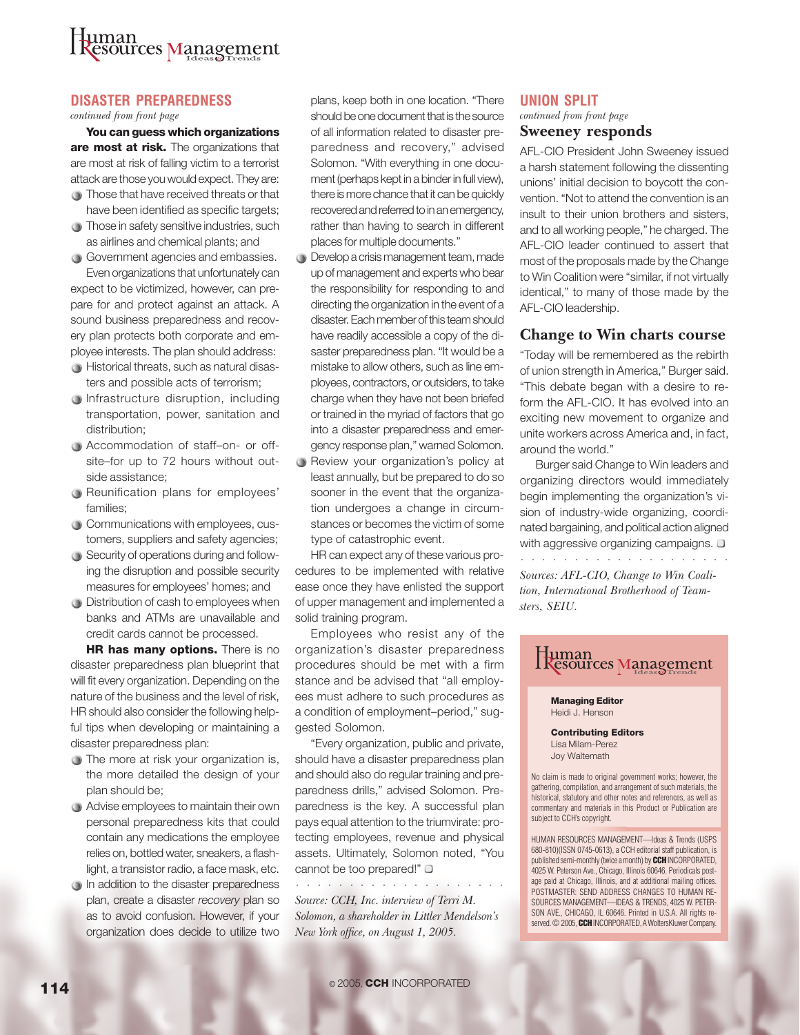## DISASTER PREPAREDNESS

*continued from front page*

**You can guess which organizations are most at risk.** The organizations that are most at risk of falling victim to a terrorist attack are those you would expect. They are:

- Those that have received threats or that have been identified as specific targets;
- Those in safety sensitive industries, such as airlines and chemical plants; and
- Government agencies and embassies.

Even organizations that unfortunately can expect to be victimized, however, can prepare for and protect against an attack. A sound business preparedness and recovery plan protects both corporate and employee interests. The plan should address:

- Historical threats, such as natural disasters and possible acts of terrorism;
- Infrastructure disruption, including transportation, power, sanitation and distribution;
- Accommodation of staff–on- or off-site–for up to 72 hours without outside assistance;
- Reunification plans for employees' families;
- Communications with employees, customers, suppliers and safety agencies;
- Security of operations during and following the disruption and possible security measures for employees' homes; and
- Distribution of cash to employees when banks and ATMs are unavailable and credit cards cannot be processed.

**HR has many options.** There is no disaster preparedness plan blueprint that will fit every organization. Depending on the nature of the business and the level of risk, HR should also consider the following helpful tips when developing or maintaining a disaster preparedness plan:

- The more at risk your organization is, the more detailed the design of your plan should be;
- Advise employees to maintain their own personal preparedness kits that could contain any medications the employee relies on, bottled water, sneakers, a flashlight, a transistor radio, a face mask, etc.
- In addition to the disaster preparedness plan, create a disaster *recovery* plan so as to avoid confusion. However, if your organization does decide to utilize two plans, keep both in one location. "There should be one document that is the source of all information related to disaster preparedness and recovery," advised Solomon. "With everything in one document (perhaps kept in a binder in full view), there is more chance that it can be quickly recovered and referred to in an emergency, rather than having to search in different places for multiple documents."
- Develop a crisis management team, made up of management and experts who bear the responsibility for responding to and directing the organization in the event of a disaster. Each member of this team should have readily accessible a copy of the disaster preparedness plan. "It would be a mistake to allow others, such as line employees, contractors, or outsiders, to take charge when they have not been briefed or trained in the myriad of factors that go into a disaster preparedness and emergency response plan," warned Solomon.
- Review your organization's policy at least annually, but be prepared to do so sooner in the event that the organization undergoes a change in circumstances or becomes the victim of some type of catastrophic event.

HR can expect any of these various procedures to be implemented with relative ease once they have enlisted the support of upper management and implemented a solid training program.

Employees who resist any of the organization's disaster preparedness procedures should be met with a firm stance and be advised that "all employees must adhere to such procedures as a condition of employment–period," suggested Solomon.

"Every organization, public and private, should have a disaster preparedness plan and should also do regular training and preparedness drills," advised Solomon. Preparedness is the key. A successful plan pays equal attention to the triumvirate: protecting employees, revenue and physical assets. Ultimately, Solomon noted, "You cannot be too prepared!" ❑

*Source: CCH, Inc. interview of Terri M. Solomon, a shareholder in Littler Mendelson's New York office, on August 1, 2005.*

## UNION SPLIT

*continued from front page*

### Sweeney responds

AFL-CIO President John Sweeney issued a harsh statement following the dissenting unions' initial decision to boycott the convention. "Not to attend the convention is an insult to their union brothers and sisters, and to all working people," he charged. The AFL-CIO leader continued to assert that most of the proposals made by the Change to Win Coalition were "similar, if not virtually identical," to many of those made by the AFL-CIO leadership.

### Change to Win charts course

"Today will be remembered as the rebirth of union strength in America," Burger said. "This debate began with a desire to reform the AFL-CIO. It has evolved into an exciting new movement to organize and unite workers across America and, in fact, around the world."

Burger said Change to Win leaders and organizing directors would immediately begin implementing the organization's vision of industry-wide organizing, coordinated bargaining, and political action aligned with aggressive organizing campaigns. ❑

*Sources: AFL-CIO, Change to Win Coalition, International Brotherhood of Teamsters, SEIU.*

---

**Human Resources Management** Ideas & Trends

**Managing Editor**
Heidi J. Henson

**Contributing Editors**
Lisa Milam-Perez
Joy Waltemath

No claim is made to original government works; however, the gathering, compilation, and arrangement of such materials, the historical, statutory and other notes and references, as well as commentary and materials in this Product or Publication are subject to CCH's copyright.

HUMAN RESOURCES MANAGEMENT—Ideas & Trends (USPS 680-810)(ISSN 0745-0613), a CCH editorial staff publication, is published semi-monthly (twice a month) by **CCH** INCORPORATED, 4025 W. Peterson Ave., Chicago, Illinois 60646. Periodicals postage paid at Chicago, Illinois, and at additional mailing offices. POSTMASTER: SEND ADDRESS CHANGES TO HUMAN RESOURCES MANAGEMENT—IDEAS & TRENDS, 4025 W. PETERSON AVE., CHICAGO, IL 60646. Printed in U.S.A. All rights reserved. © 2005, **CCH** INCORPORATED, A WoltersKluwer Company.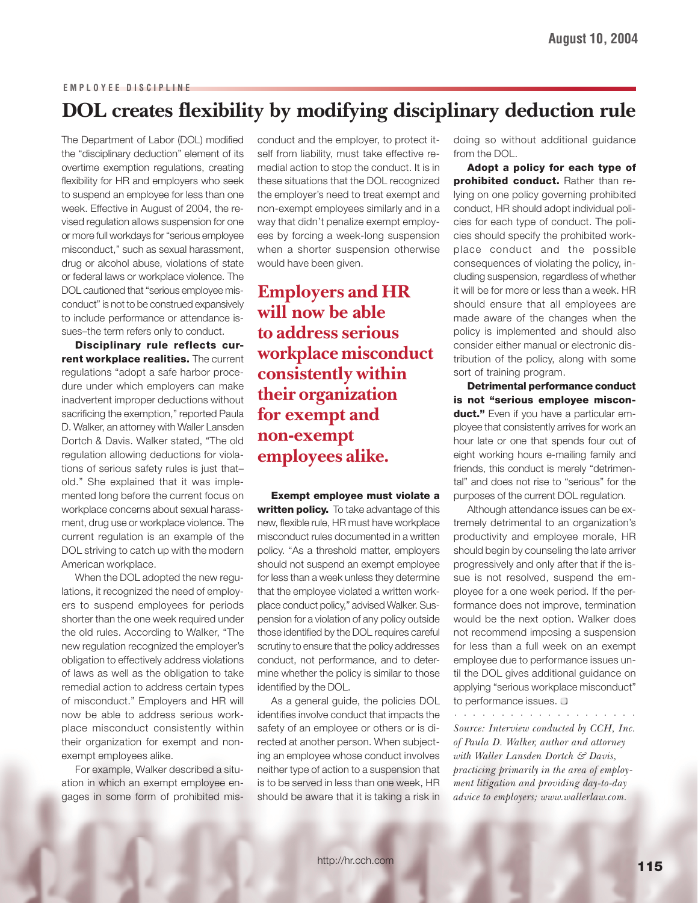EMPLOYEE DISCIPLINE

# DOL creates flexibility by modifying disciplinary deduction rule

The Department of Labor (DOL) modified the "disciplinary deduction" element of its overtime exemption regulations, creating flexibility for HR and employers who seek to suspend an employee for less than one week. Effective in August of 2004, the revised regulation allows suspension for one or more full workdays for "serious employee misconduct," such as sexual harassment, drug or alcohol abuse, violations of state or federal laws or workplace violence. The DOL cautioned that "serious employee misconduct" is not to be construed expansively to include performance or attendance issues–the term refers only to conduct.

**Disciplinary rule reflects current workplace realities.** The current regulations "adopt a safe harbor procedure under which employers can make inadvertent improper deductions without sacrificing the exemption," reported Paula D. Walker, an attorney with Waller Lansden Dortch & Davis. Walker stated, "The old regulation allowing deductions for violations of serious safety rules is just that–old." She explained that it was implemented long before the current focus on workplace concerns about sexual harassment, drug use or workplace violence. The current regulation is an example of the DOL striving to catch up with the modern American workplace.

When the DOL adopted the new regulations, it recognized the need of employers to suspend employees for periods shorter than the one week required under the old rules. According to Walker, "The new regulation recognized the employer's obligation to effectively address violations of laws as well as the obligation to take remedial action to address certain types of misconduct." Employers and HR will now be able to address serious workplace misconduct consistently within their organization for exempt and non-exempt employees alike.

For example, Walker described a situation in which an exempt employee engages in some form of prohibited misconduct and the employer, to protect itself from liability, must take effective remedial action to stop the conduct. It is in these situations that the DOL recognized the employer's need to treat exempt and non-exempt employees similarly and in a way that didn't penalize exempt employees by forcing a week-long suspension when a shorter suspension otherwise would have been given.

> **Employers and HR will now be able to address serious workplace misconduct consistently within their organization for exempt and non-exempt employees alike.**

**Exempt employee must violate a written policy.** To take advantage of this new, flexible rule, HR must have workplace misconduct rules documented in a written policy. "As a threshold matter, employers should not suspend an exempt employee for less than a week unless they determine that the employee violated a written workplace conduct policy," advised Walker. Suspension for a violation of any policy outside those identified by the DOL requires careful scrutiny to ensure that the policy addresses conduct, not performance, and to determine whether the policy is similar to those identified by the DOL.

As a general guide, the policies DOL identifies involve conduct that impacts the safety of an employee or others or is directed at another person. When subjecting an employee whose conduct involves neither type of action to a suspension that is to be served in less than one week, HR should be aware that it is taking a risk in doing so without additional guidance from the DOL.

**Adopt a policy for each type of prohibited conduct.** Rather than relying on one policy governing prohibited conduct, HR should adopt individual policies for each type of conduct. The policies should specify the prohibited workplace conduct and the possible consequences of violating the policy, including suspension, regardless of whether it will be for more or less than a week. HR should ensure that all employees are made aware of the changes when the policy is implemented and should also consider either manual or electronic distribution of the policy, along with some sort of training program.

**Detrimental performance conduct is not "serious employee misconduct."** Even if you have a particular employee that consistently arrives for work an hour late or one that spends four out of eight working hours e-mailing family and friends, this conduct is merely "detrimental" and does not rise to "serious" for the purposes of the current DOL regulation.

Although attendance issues can be extremely detrimental to an organization's productivity and employee morale, HR should begin by counseling the late arriver progressively and only after that if the issue is not resolved, suspend the employee for a one week period. If the performance does not improve, termination would be the next option. Walker does not recommend imposing a suspension for less than a full week on an exempt employee due to performance issues until the DOL gives additional guidance on applying "serious workplace misconduct" to performance issues. ❑

*Source: Interview conducted by CCH, Inc. of Paula D. Walker, author and attorney with Waller Lansden Dortch & Davis, practicing primarily in the area of employment litigation and providing day-to-day advice to employers; www.wallerlaw.com.*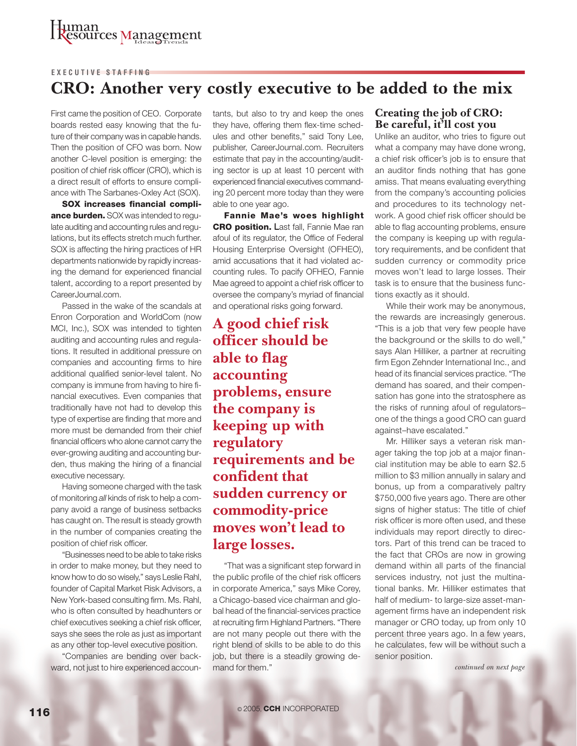EXECUTIVE STAFFING

# CRO: Another very costly executive to be added to the mix

First came the position of CEO. Corporate boards rested easy knowing that the future of their company was in capable hands. Then the position of CFO was born. Now another C-level position is emerging: the position of chief risk officer (CRO), which is a direct result of efforts to ensure compliance with The Sarbanes-Oxley Act (SOX).

**SOX increases financial compliance burden.** SOX was intended to regulate auditing and accounting rules and regulations, but its effects stretch much further. SOX is affecting the hiring practices of HR departments nationwide by rapidly increasing the demand for experienced financial talent, according to a report presented by CareerJournal.com.

Passed in the wake of the scandals at Enron Corporation and WorldCom (now MCI, Inc.), SOX was intended to tighten auditing and accounting rules and regulations. It resulted in additional pressure on companies and accounting firms to hire additional qualified senior-level talent. No company is immune from having to hire financial executives. Even companies that traditionally have not had to develop this type of expertise are finding that more and more must be demanded from their chief financial officers who alone cannot carry the ever-growing auditing and accounting burden, thus making the hiring of a financial executive necessary.

Having someone charged with the task of monitoring *all* kinds of risk to help a company avoid a range of business setbacks has caught on. The result is steady growth in the number of companies creating the position of chief risk officer.

"Businesses need to be able to take risks in order to make money, but they need to know how to do so wisely," says Leslie Rahl, founder of Capital Market Risk Advisors, a New York-based consulting firm. Ms. Rahl, who is often consulted by headhunters or chief executives seeking a chief risk officer, says she sees the role as just as important as any other top-level executive position.

"Companies are bending over backward, not just to hire experienced accountants, but also to try and keep the ones they have, offering them flex-time schedules and other benefits," said Tony Lee, publisher, CareerJournal.com. Recruiters estimate that pay in the accounting/auditing sector is up at least 10 percent with experienced financial executives commanding 20 percent more today than they were able to one year ago.

**Fannie Mae's woes highlight CRO position.** Last fall, Fannie Mae ran afoul of its regulator, the Office of Federal Housing Enterprise Oversight (OFHEO), amid accusations that it had violated accounting rules. To pacify OFHEO, Fannie Mae agreed to appoint a chief risk officer to oversee the company's myriad of financial and operational risks going forward.

**A good chief risk officer should be able to flag accounting problems, ensure the company is keeping up with regulatory requirements and be confident that sudden currency or commodity-price moves won't lead to large losses.**

"That was a significant step forward in the public profile of the chief risk officers in corporate America," says Mike Corey, a Chicago-based vice chairman and global head of the financial-services practice at recruiting firm Highland Partners. "There are not many people out there with the right blend of skills to be able to do this job, but there is a steadily growing demand for them."

## Creating the job of CRO: Be careful, it'll cost you

Unlike an auditor, who tries to figure out what a company may have done wrong, a chief risk officer's job is to ensure that an auditor finds nothing that has gone amiss. That means evaluating everything from the company's accounting policies and procedures to its technology network. A good chief risk officer should be able to flag accounting problems, ensure the company is keeping up with regulatory requirements, and be confident that sudden currency or commodity price moves won't lead to large losses. Their task is to ensure that the business functions exactly as it should.

While their work may be anonymous, the rewards are increasingly generous. "This is a job that very few people have the background or the skills to do well," says Alan Hilliker, a partner at recruiting firm Egon Zehnder International Inc., and head of its financial services practice. "The demand has soared, and their compensation has gone into the stratosphere as the risks of running afoul of regulators–one of the things a good CRO can guard against–have escalated."

Mr. Hilliker says a veteran risk manager taking the top job at a major financial institution may be able to earn $2.5 million to $3 million annually in salary and bonus, up from a comparatively paltry $750,000 five years ago. There are other signs of higher status: The title of chief risk officer is more often used, and these individuals may report directly to directors. Part of this trend can be traced to the fact that CROs are now in growing demand within all parts of the financial services industry, not just the multinational banks. Mr. Hilliker estimates that half of medium- to large-size asset-management firms have an independent risk manager or CRO today, up from only 10 percent three years ago. In a few years, he calculates, few will be without such a senior position.

*continued on next page*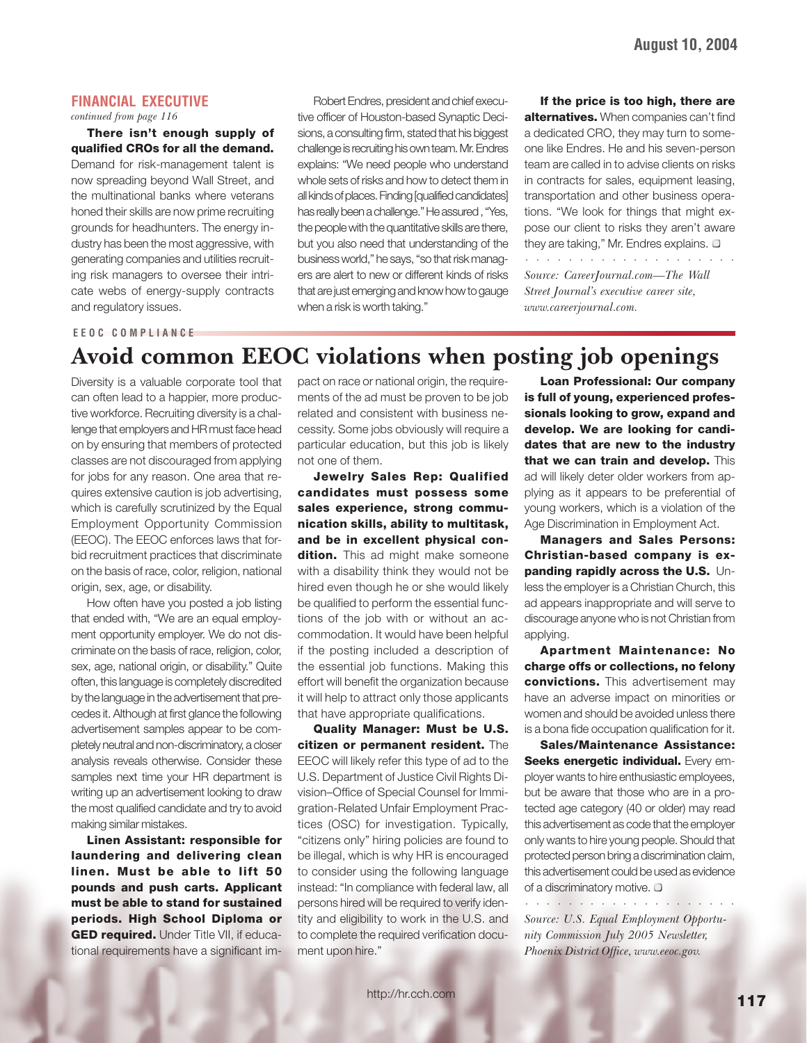## FINANCIAL EXECUTIVE

*continued from page 116*

**There isn't enough supply of qualified CROs for all the demand.** Demand for risk-management talent is now spreading beyond Wall Street, and the multinational banks where veterans honed their skills are now prime recruiting grounds for headhunters. The energy industry has been the most aggressive, with generating companies and utilities recruiting risk managers to oversee their intricate webs of energy-supply contracts and regulatory issues.

Robert Endres, president and chief executive officer of Houston-based Synaptic Decisions, a consulting firm, stated that his biggest challenge is recruiting his own team. Mr. Endres explains: "We need people who understand whole sets of risks and how to detect them in all kinds of places. Finding [qualified candidates] has really been a challenge." He assured , "Yes, the people with the quantitative skills are there, but you also need that understanding of the business world," he says, "so that risk managers are alert to new or different kinds of risks that are just emerging and know how to gauge when a risk is worth taking."

**If the price is too high, there are alternatives.** When companies can't find a dedicated CRO, they may turn to someone like Endres. He and his seven-person team are called in to advise clients on risks in contracts for sales, equipment leasing, transportation and other business operations. "We look for things that might expose our client to risks they aren't aware they are taking," Mr. Endres explains. ❑

*Source: CareerJournal.com—The Wall Street Journal's executive career site, www.careerjournal.com.*

EEOC COMPLIANCE

# Avoid common EEOC violations when posting job openings

Diversity is a valuable corporate tool that can often lead to a happier, more productive workforce. Recruiting diversity is a challenge that employers and HR must face head on by ensuring that members of protected classes are not discouraged from applying for jobs for any reason. One area that requires extensive caution is job advertising, which is carefully scrutinized by the Equal Employment Opportunity Commission (EEOC). The EEOC enforces laws that forbid recruitment practices that discriminate on the basis of race, color, religion, national origin, sex, age, or disability.

How often have you posted a job listing that ended with, "We are an equal employment opportunity employer. We do not discriminate on the basis of race, religion, color, sex, age, national origin, or disability." Quite often, this language is completely discredited by the language in the advertisement that precedes it. Although at first glance the following advertisement samples appear to be completely neutral and non-discriminatory, a closer analysis reveals otherwise. Consider these samples next time your HR department is writing up an advertisement looking to draw the most qualified candidate and try to avoid making similar mistakes.

**Linen Assistant: responsible for laundering and delivering clean linen. Must be able to lift 50 pounds and push carts. Applicant must be able to stand for sustained periods. High School Diploma or GED required.** Under Title VII, if educational requirements have a significant impact on race or national origin, the requirements of the ad must be proven to be job related and consistent with business necessity. Some jobs obviously will require a particular education, but this job is likely not one of them.

**Jewelry Sales Rep: Qualified candidates must possess some sales experience, strong communication skills, ability to multitask, and be in excellent physical condition.** This ad might make someone with a disability think they would not be hired even though he or she would likely be qualified to perform the essential functions of the job with or without an accommodation. It would have been helpful if the posting included a description of the essential job functions. Making this effort will benefit the organization because it will help to attract only those applicants that have appropriate qualifications.

**Quality Manager: Must be U.S. citizen or permanent resident.** The EEOC will likely refer this type of ad to the U.S. Department of Justice Civil Rights Division–Office of Special Counsel for Immigration-Related Unfair Employment Practices (OSC) for investigation. Typically, "citizens only" hiring policies are found to be illegal, which is why HR is encouraged to consider using the following language instead: "In compliance with federal law, all persons hired will be required to verify identity and eligibility to work in the U.S. and to complete the required verification document upon hire."

**Loan Professional: Our company is full of young, experienced professionals looking to grow, expand and develop. We are looking for candidates that are new to the industry that we can train and develop.** This ad will likely deter older workers from applying as it appears to be preferential of young workers, which is a violation of the Age Discrimination in Employment Act.

**Managers and Sales Persons: Christian-based company is expanding rapidly across the U.S.** Unless the employer is a Christian Church, this ad appears inappropriate and will serve to discourage anyone who is not Christian from applying.

**Apartment Maintenance: No charge offs or collections, no felony convictions.** This advertisement may have an adverse impact on minorities or women and should be avoided unless there is a bona fide occupation qualification for it.

**Sales/Maintenance Assistance: Seeks energetic individual.** Every employer wants to hire enthusiastic employees, but be aware that those who are in a protected age category (40 or older) may read this advertisement as code that the employer only wants to hire young people. Should that protected person bring a discrimination claim, this advertisement could be used as evidence of a discriminatory motive. ❑

*Source: U.S. Equal Employment Opportunity Commission July 2005 Newsletter, Phoenix District Office, www.eeoc.gov.*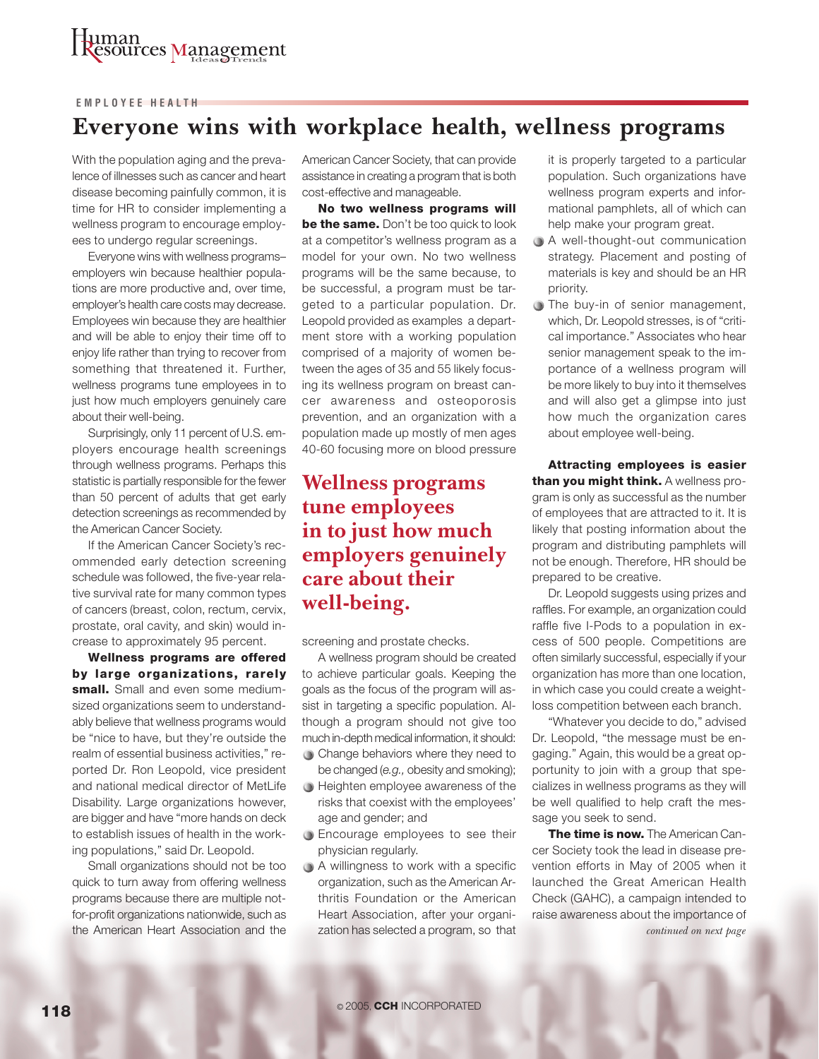EMPLOYEE HEALTH

# Everyone wins with workplace health, wellness programs

With the population aging and the prevalence of illnesses such as cancer and heart disease becoming painfully common, it is time for HR to consider implementing a wellness program to encourage employees to undergo regular screenings.

Everyone wins with wellness programs– employers win because healthier populations are more productive and, over time, employer's health care costs may decrease. Employees win because they are healthier and will be able to enjoy their time off to enjoy life rather than trying to recover from something that threatened it. Further, wellness programs tune employees in to just how much employers genuinely care about their well-being.

Surprisingly, only 11 percent of U.S. employers encourage health screenings through wellness programs. Perhaps this statistic is partially responsible for the fewer than 50 percent of adults that get early detection screenings as recommended by the American Cancer Society.

If the American Cancer Society's recommended early detection screening schedule was followed, the five-year relative survival rate for many common types of cancers (breast, colon, rectum, cervix, prostate, oral cavity, and skin) would increase to approximately 95 percent.

**Wellness programs are offered by large organizations, rarely small.** Small and even some medium-sized organizations seem to understandably believe that wellness programs would be "nice to have, but they're outside the realm of essential business activities," reported Dr. Ron Leopold, vice president and national medical director of MetLife Disability. Large organizations however, are bigger and have "more hands on deck to establish issues of health in the working populations," said Dr. Leopold.

Small organizations should not be too quick to turn away from offering wellness programs because there are multiple not-for-profit organizations nationwide, such as the American Heart Association and the American Cancer Society, that can provide assistance in creating a program that is both cost-effective and manageable.

**No two wellness programs will be the same.** Don't be too quick to look at a competitor's wellness program as a model for your own. No two wellness programs will be the same because, to be successful, a program must be targeted to a particular population. Dr. Leopold provided as examples a department store with a working population comprised of a majority of women between the ages of 35 and 55 likely focusing its wellness program on breast cancer awareness and osteoporosis prevention, and an organization with a population made up mostly of men ages 40-60 focusing more on blood pressure screening and prostate checks.

> **Wellness programs tune employees in to just how much employers genuinely care about their well-being.**

A wellness program should be created to achieve particular goals. Keeping the goals as the focus of the program will assist in targeting a specific population. Although a program should not give too much in-depth medical information, it should:

- Change behaviors where they need to be changed (*e.g.,* obesity and smoking);
- Heighten employee awareness of the risks that coexist with the employees' age and gender; and
- Encourage employees to see their physician regularly.
- A willingness to work with a specific organization, such as the American Arthritis Foundation or the American Heart Association, after your organization has selected a program, so that it is properly targeted to a particular population. Such organizations have wellness program experts and informational pamphlets, all of which can help make your program great.
- A well-thought-out communication strategy. Placement and posting of materials is key and should be an HR priority.
- The buy-in of senior management, which, Dr. Leopold stresses, is of "critical importance." Associates who hear senior management speak to the importance of a wellness program will be more likely to buy into it themselves and will also get a glimpse into just how much the organization cares about employee well-being.

**Attracting employees is easier than you might think.** A wellness program is only as successful as the number of employees that are attracted to it. It is likely that posting information about the program and distributing pamphlets will not be enough. Therefore, HR should be prepared to be creative.

Dr. Leopold suggests using prizes and raffles. For example, an organization could raffle five I-Pods to a population in excess of 500 people. Competitions are often similarly successful, especially if your organization has more than one location, in which case you could create a weight-loss competition between each branch.

"Whatever you decide to do," advised Dr. Leopold, "the message must be engaging." Again, this would be a great opportunity to join with a group that specializes in wellness programs as they will be well qualified to help craft the message you seek to send.

**The time is now.** The American Cancer Society took the lead in disease prevention efforts in May of 2005 when it launched the Great American Health Check (GAHC), a campaign intended to raise awareness about the importance of

*continued on next page*

© 2005, **CCH** INCORPORATED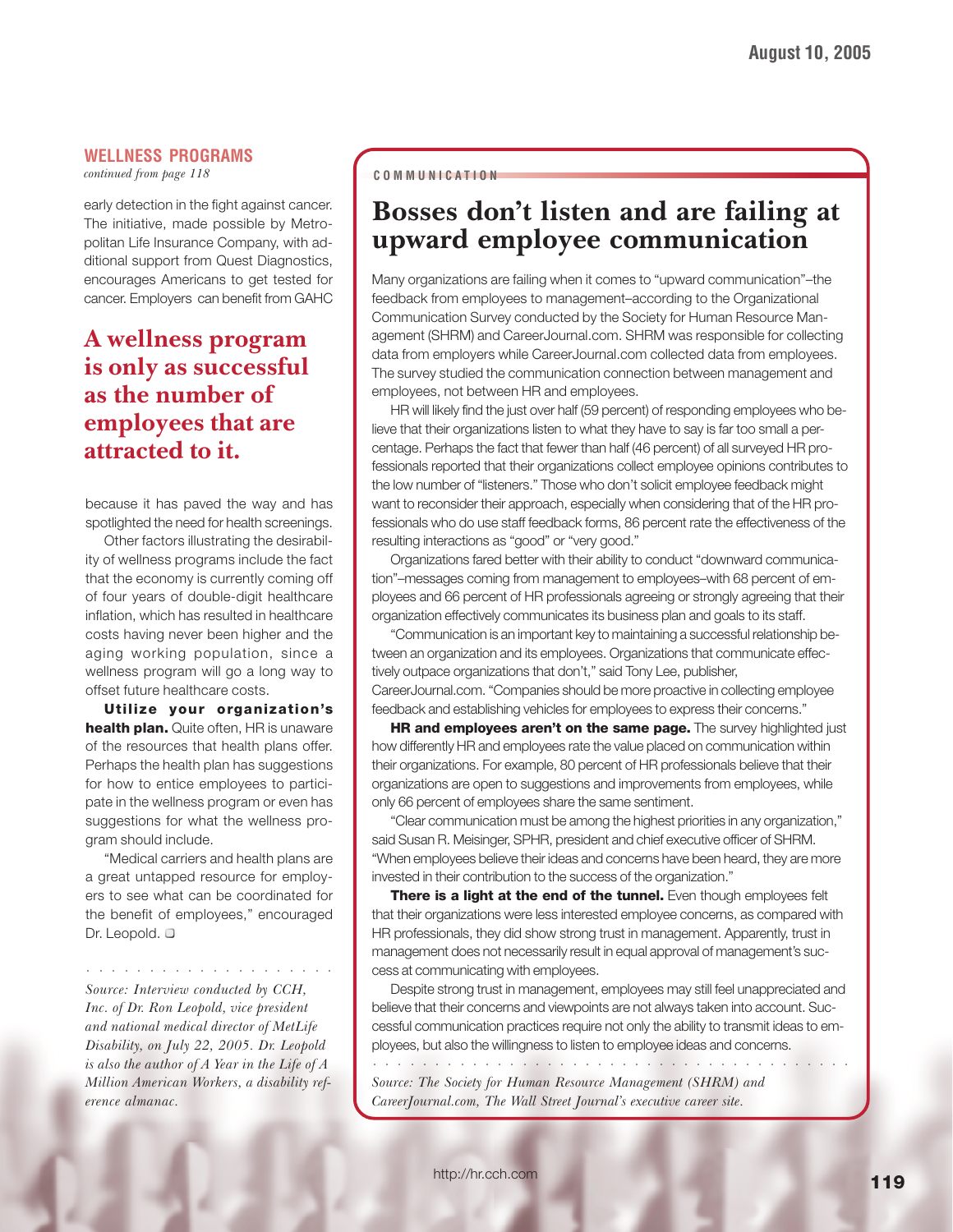## WELLNESS PROGRAMS

*continued from page 118*

early detection in the fight against cancer. The initiative, made possible by Metropolitan Life Insurance Company, with additional support from Quest Diagnostics, encourages Americans to get tested for cancer. Employers can benefit from GAHC because it has paved the way and has spotlighted the need for health screenings.

**A wellness program is only as successful as the number of employees that are attracted to it.**

Other factors illustrating the desirability of wellness programs include the fact that the economy is currently coming off of four years of double-digit healthcare inflation, which has resulted in healthcare costs having never been higher and the aging working population, since a wellness program will go a long way to offset future healthcare costs.

**Utilize your organization's health plan.** Quite often, HR is unaware of the resources that health plans offer. Perhaps the health plan has suggestions for how to entice employees to participate in the wellness program or even has suggestions for what the wellness program should include.

"Medical carriers and health plans are a great untapped resource for employers to see what can be coordinated for the benefit of employees," encouraged Dr. Leopold. ❑

*Source: Interview conducted by CCH, Inc. of Dr. Ron Leopold, vice president and national medical director of MetLife Disability, on July 22, 2005. Dr. Leopold is also the author of A Year in the Life of A Million American Workers, a disability reference almanac.*

COMMUNICATION

# Bosses don't listen and are failing at upward employee communication

Many organizations are failing when it comes to "upward communication"–the feedback from employees to management–according to the Organizational Communication Survey conducted by the Society for Human Resource Management (SHRM) and CareerJournal.com. SHRM was responsible for collecting data from employers while CareerJournal.com collected data from employees. The survey studied the communication connection between management and employees, not between HR and employees.

HR will likely find the just over half (59 percent) of responding employees who believe that their organizations listen to what they have to say is far too small a percentage. Perhaps the fact that fewer than half (46 percent) of all surveyed HR professionals reported that their organizations collect employee opinions contributes to the low number of "listeners." Those who don't solicit employee feedback might want to reconsider their approach, especially when considering that of the HR professionals who do use staff feedback forms, 86 percent rate the effectiveness of the resulting interactions as "good" or "very good."

Organizations fared better with their ability to conduct "downward communication"–messages coming from management to employees–with 68 percent of employees and 66 percent of HR professionals agreeing or strongly agreeing that their organization effectively communicates its business plan and goals to its staff.

"Communication is an important key to maintaining a successful relationship between an organization and its employees. Organizations that communicate effectively outpace organizations that don't," said Tony Lee, publisher, CareerJournal.com. "Companies should be more proactive in collecting employee feedback and establishing vehicles for employees to express their concerns."

**HR and employees aren't on the same page.** The survey highlighted just how differently HR and employees rate the value placed on communication within their organizations. For example, 80 percent of HR professionals believe that their organizations are open to suggestions and improvements from employees, while only 66 percent of employees share the same sentiment.

"Clear communication must be among the highest priorities in any organization," said Susan R. Meisinger, SPHR, president and chief executive officer of SHRM. "When employees believe their ideas and concerns have been heard, they are more invested in their contribution to the success of the organization."

**There is a light at the end of the tunnel.** Even though employees felt that their organizations were less interested employee concerns, as compared with HR professionals, they did show strong trust in management. Apparently, trust in management does not necessarily result in equal approval of management's success at communicating with employees.

Despite strong trust in management, employees may still feel unappreciated and believe that their concerns and viewpoints are not always taken into account. Successful communication practices require not only the ability to transmit ideas to employees, but also the willingness to listen to employee ideas and concerns.

*Source: The Society for Human Resource Management (SHRM) and CareerJournal.com, The Wall Street Journal's executive career site.*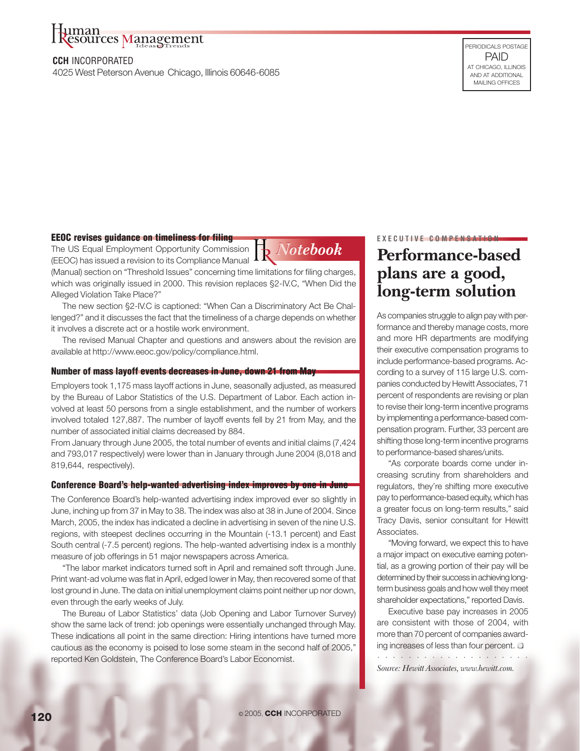Human Resources Management Ideas & Trends

**CCH** INCORPORATED
4025 West Peterson Avenue Chicago, Illinois 60646-6085

PERIODICALS POSTAGE
PAID
AT CHICAGO, ILLINOIS
AND AT ADDITIONAL
MAILING OFFICES

## HR Notebook

### EEOC revises guidance on timeliness for filing

The US Equal Employment Opportunity Commission (EEOC) has issued a revision to its Compliance Manual (Manual) section on "Threshold Issues" concerning time limitations for filing charges, which was originally issued in 2000. This revision replaces §2-IV.C, "When Did the Alleged Violation Take Place?"

The new section §2-IV.C is captioned: "When Can a Discriminatory Act Be Challenged?" and it discusses the fact that the timeliness of a charge depends on whether it involves a discrete act or a hostile work environment.

The revised Manual Chapter and questions and answers about the revision are available at http://www.eeoc.gov/policy/compliance.html.

### Number of mass layoff events decreases in June, down 21 from May

Employers took 1,175 mass layoff actions in June, seasonally adjusted, as measured by the Bureau of Labor Statistics of the U.S. Department of Labor. Each action involved at least 50 persons from a single establishment, and the number of workers involved totaled 127,887. The number of layoff events fell by 21 from May, and the number of associated initial claims decreased by 884.

From January through June 2005, the total number of events and initial claims (7,424 and 793,017 respectively) were lower than in January through June 2004 (8,018 and 819,644, respectively).

### Conference Board's help-wanted advertising index improves by one in June

The Conference Board's help-wanted advertising index improved ever so slightly in June, inching up from 37 in May to 38. The index was also at 38 in June of 2004. Since March, 2005, the index has indicated a decline in advertising in seven of the nine U.S. regions, with steepest declines occurring in the Mountain (-13.1 percent) and East South central (-7.5 percent) regions. The help-wanted advertising index is a monthly measure of job offerings in 51 major newspapers across America.

"The labor market indicators turned soft in April and remained soft through June. Print want-ad volume was flat in April, edged lower in May, then recovered some of that lost ground in June. The data on initial unemployment claims point neither up nor down, even through the early weeks of July.

The Bureau of Labor Statistics' data (Job Opening and Labor Turnover Survey) show the same lack of trend: job openings were essentially unchanged through May. These indications all point in the same direction: Hiring intentions have turned more cautious as the economy is poised to lose some steam in the second half of 2005," reported Ken Goldstein, The Conference Board's Labor Economist.

EXECUTIVE COMPENSATION

## Performance-based plans are a good, long-term solution

As companies struggle to align pay with performance and thereby manage costs, more and more HR departments are modifying their executive compensation programs to include performance-based programs. According to a survey of 115 large U.S. companies conducted by Hewitt Associates, 71 percent of respondents are revising or plan to revise their long-term incentive programs by implementing a performance-based compensation program. Further, 33 percent are shifting those long-term incentive programs to performance-based shares/units.

"As corporate boards come under increasing scrutiny from shareholders and regulators, they're shifting more executive pay to performance-based equity, which has a greater focus on long-term results," said Tracy Davis, senior consultant for Hewitt Associates.

"Moving forward, we expect this to have a major impact on executive earning potential, as a growing portion of their pay will be determined by their success in achieving long-term business goals and how well they meet shareholder expectations," reported Davis.

Executive base pay increases in 2005 are consistent with those of 2004, with more than 70 percent of companies awarding increases of less than four percent. ❑

*Source: Hewitt Associates, www.hewitt.com.*

© 2005, **CCH** INCORPORATED